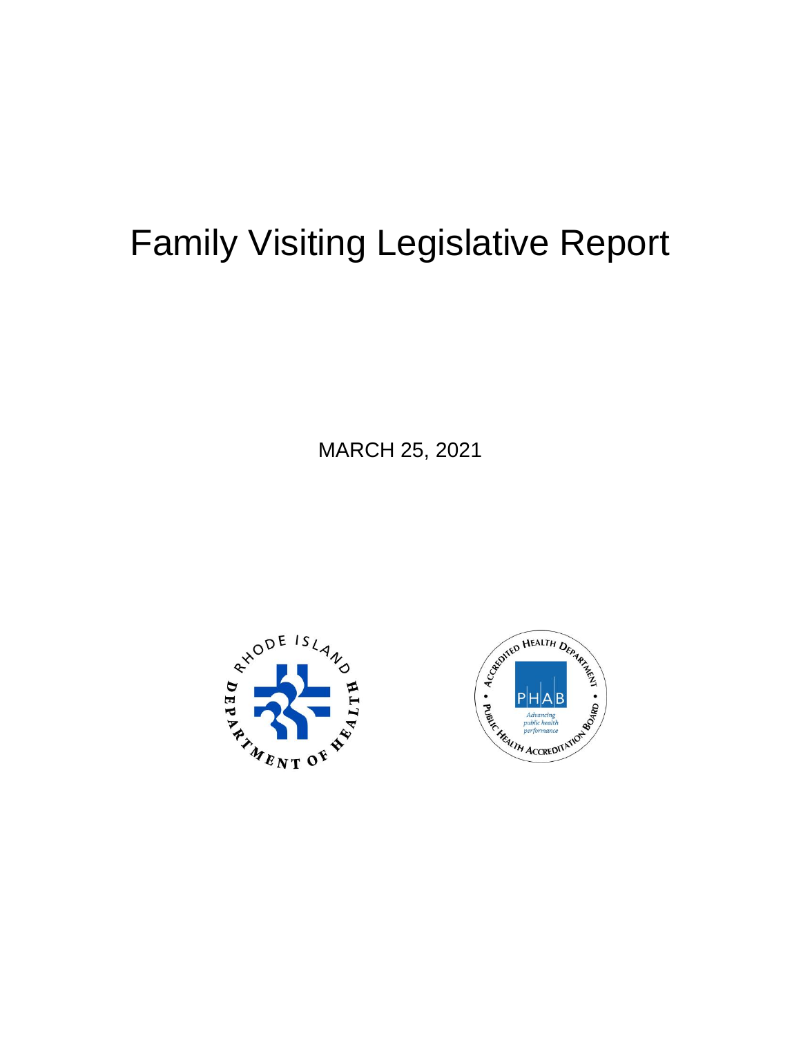# Family Visiting Legislative Report

MARCH 25, 2021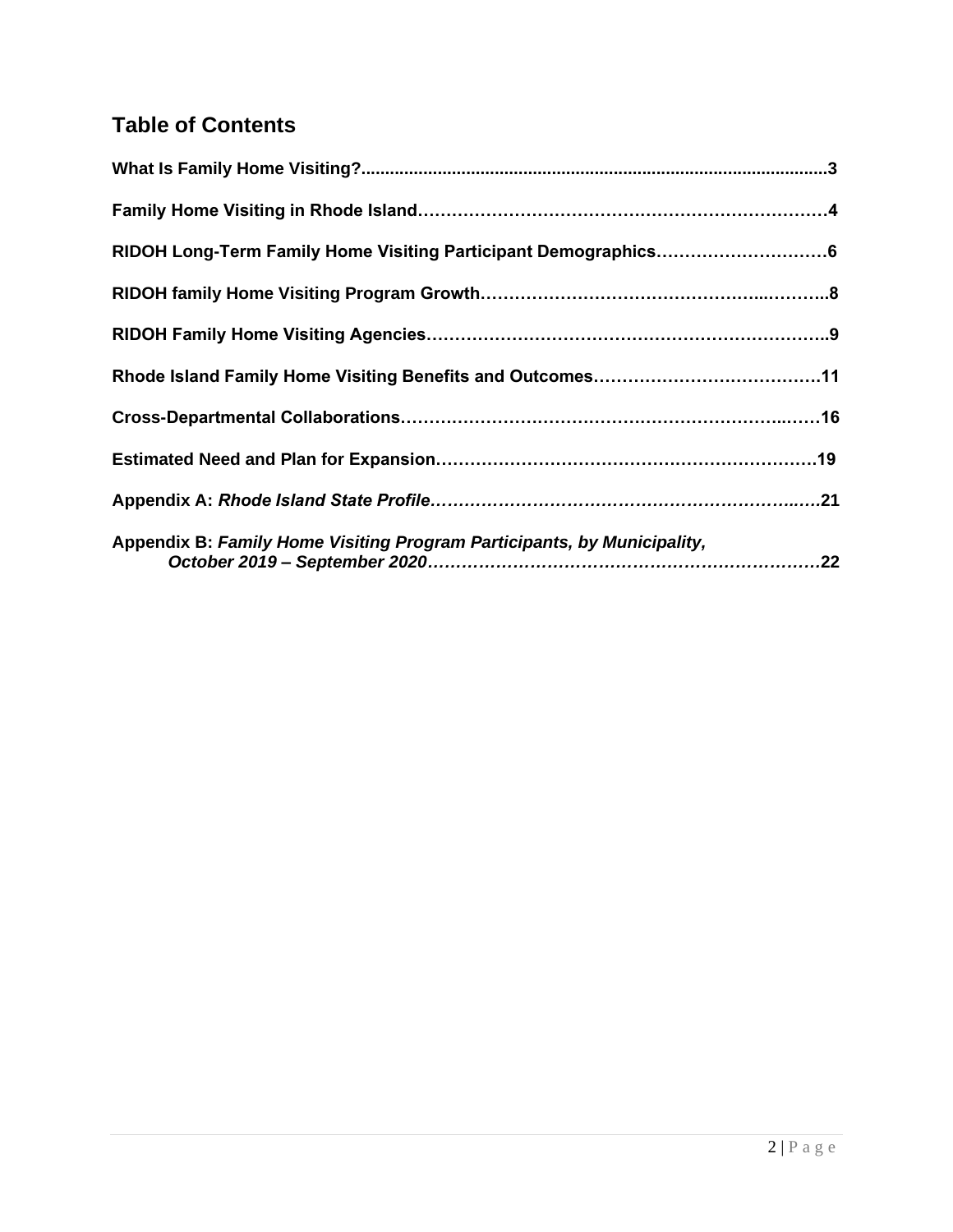## Table of Contents

**What Is Family Home Visiting?....................................................................................................3**

**Family Home Visiting in Rhode Island……………………………………………………………4**

**RIDOH Long-Term Family Home Visiting Participant Demographics…………………………6**

**RIDOH family Home Visiting Program Growth……………………………………..………..8**

**RIDOH Family Home Visiting Agencies……………………………………………………….9**

**Rhode Island Family Home Visiting Benefits and Outcomes…………………………………11**

**Cross-Departmental Collaborations………………………………………………………..……16**

**Estimated Need and Plan for Expansion…………………………………………………………19**

**Appendix A:** ***Rhode Island State Profile……………………………………………………..…21***

**Appendix B:** ***Family Home Visiting Program Participants, by Municipality, October 2019 – September 2020………………………………………………………………22***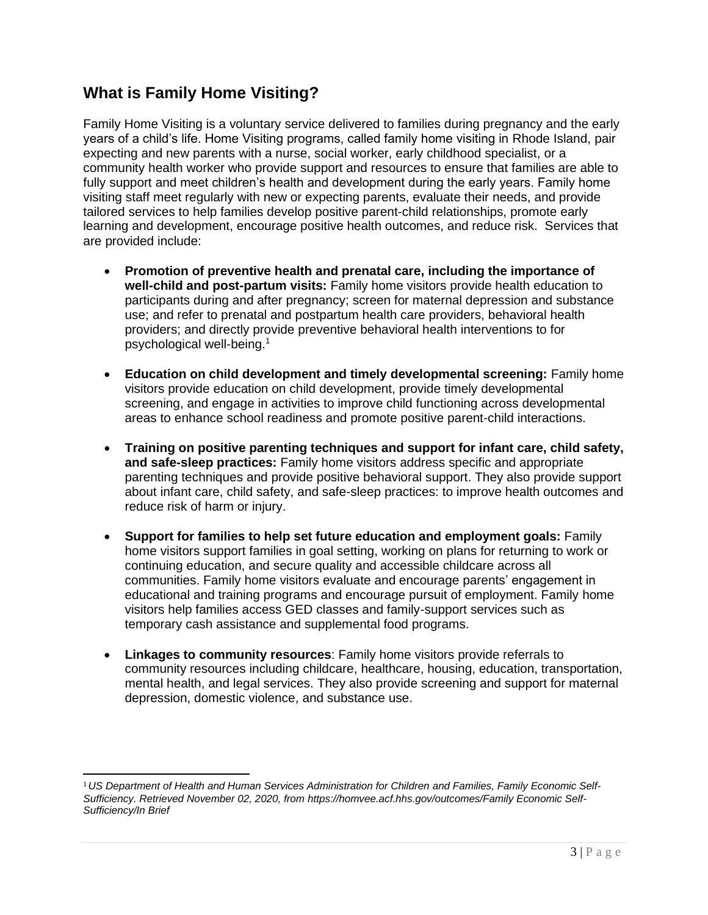## What is Family Home Visiting?

Family Home Visiting is a voluntary service delivered to families during pregnancy and the early years of a child's life. Home Visiting programs, called family home visiting in Rhode Island, pair expecting and new parents with a nurse, social worker, early childhood specialist, or a community health worker who provide support and resources to ensure that families are able to fully support and meet children's health and development during the early years. Family home visiting staff meet regularly with new or expecting parents, evaluate their needs, and provide tailored services to help families develop positive parent-child relationships, promote early learning and development, encourage positive health outcomes, and reduce risk. Services that are provided include:

- **Promotion of preventive health and prenatal care, including the importance of well-child and post-partum visits:** Family home visitors provide health education to participants during and after pregnancy; screen for maternal depression and substance use; and refer to prenatal and postpartum health care providers, behavioral health providers; and directly provide preventive behavioral health interventions to for psychological well-being.[1]

- **Education on child development and timely developmental screening:** Family home visitors provide education on child development, provide timely developmental screening, and engage in activities to improve child functioning across developmental areas to enhance school readiness and promote positive parent-child interactions.

- **Training on positive parenting techniques and support for infant care, child safety, and safe-sleep practices:** Family home visitors address specific and appropriate parenting techniques and provide positive behavioral support. They also provide support about infant care, child safety, and safe-sleep practices: to improve health outcomes and reduce risk of harm or injury.

- **Support for families to help set future education and employment goals:** Family home visitors support families in goal setting, working on plans for returning to work or continuing education, and secure quality and accessible childcare across all communities. Family home visitors evaluate and encourage parents' engagement in educational and training programs and encourage pursuit of employment. Family home visitors help families access GED classes and family-support services such as temporary cash assistance and supplemental food programs.

- **Linkages to community resources**: Family home visitors provide referrals to community resources including childcare, healthcare, housing, education, transportation, mental health, and legal services. They also provide screening and support for maternal depression, domestic violence, and substance use.

---

[1] *US Department of Health and Human Services Administration for Children and Families, Family Economic Self-Sufficiency. Retrieved November 02, 2020, from https://homvee.acf.hhs.gov/outcomes/Family Economic Self-Sufficiency/In Brief*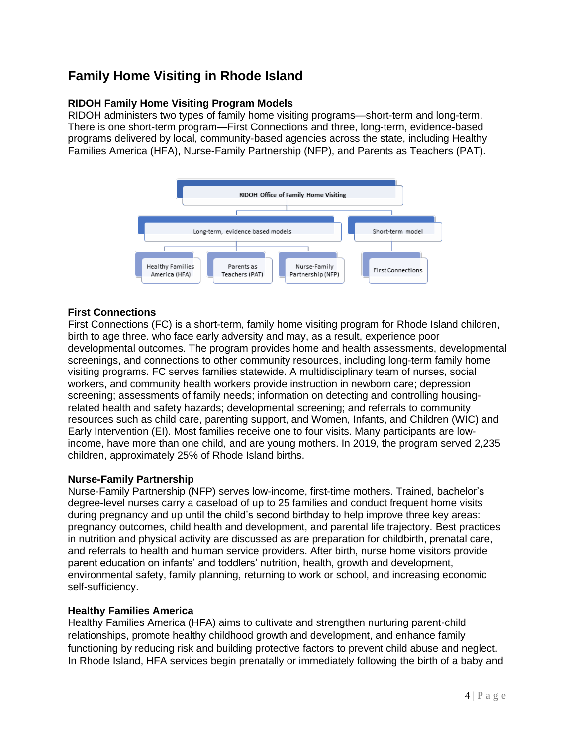# Family Home Visiting in Rhode Island

### RIDOH Family Home Visiting Program Models

RIDOH administers two types of family home visiting programs—short-term and long-term. There is one short-term program—First Connections and three, long-term, evidence-based programs delivered by local, community-based agencies across the state, including Healthy Families America (HFA), Nurse-Family Partnership (NFP), and Parents as Teachers (PAT).

- RIDOH Office of Family Home Visiting
  - Long-term, evidence based models
    - Healthy Families America (HFA)
    - Parents as Teachers (PAT)
    - Nurse-Family Partnership (NFP)
  - Short-term model
    - First Connections

### First Connections

First Connections (FC) is a short-term, family home visiting program for Rhode Island children, birth to age three. who face early adversity and may, as a result, experience poor developmental outcomes. The program provides home and health assessments, developmental screenings, and connections to other community resources, including long-term family home visiting programs. FC serves families statewide. A multidisciplinary team of nurses, social workers, and community health workers provide instruction in newborn care; depression screening; assessments of family needs; information on detecting and controlling housing-related health and safety hazards; developmental screening; and referrals to community resources such as child care, parenting support, and Women, Infants, and Children (WIC) and Early Intervention (EI). Most families receive one to four visits. Many participants are low-income, have more than one child, and are young mothers. In 2019, the program served 2,235 children, approximately 25% of Rhode Island births.

### Nurse-Family Partnership

Nurse-Family Partnership (NFP) serves low-income, first-time mothers. Trained, bachelor's degree-level nurses carry a caseload of up to 25 families and conduct frequent home visits during pregnancy and up until the child's second birthday to help improve three key areas: pregnancy outcomes, child health and development, and parental life trajectory. Best practices in nutrition and physical activity are discussed as are preparation for childbirth, prenatal care, and referrals to health and human service providers. After birth, nurse home visitors provide parent education on infants' and toddlers' nutrition, health, growth and development, environmental safety, family planning, returning to work or school, and increasing economic self-sufficiency.

### Healthy Families America

Healthy Families America (HFA) aims to cultivate and strengthen nurturing parent-child relationships, promote healthy childhood growth and development, and enhance family functioning by reducing risk and building protective factors to prevent child abuse and neglect. In Rhode Island, HFA services begin prenatally or immediately following the birth of a baby and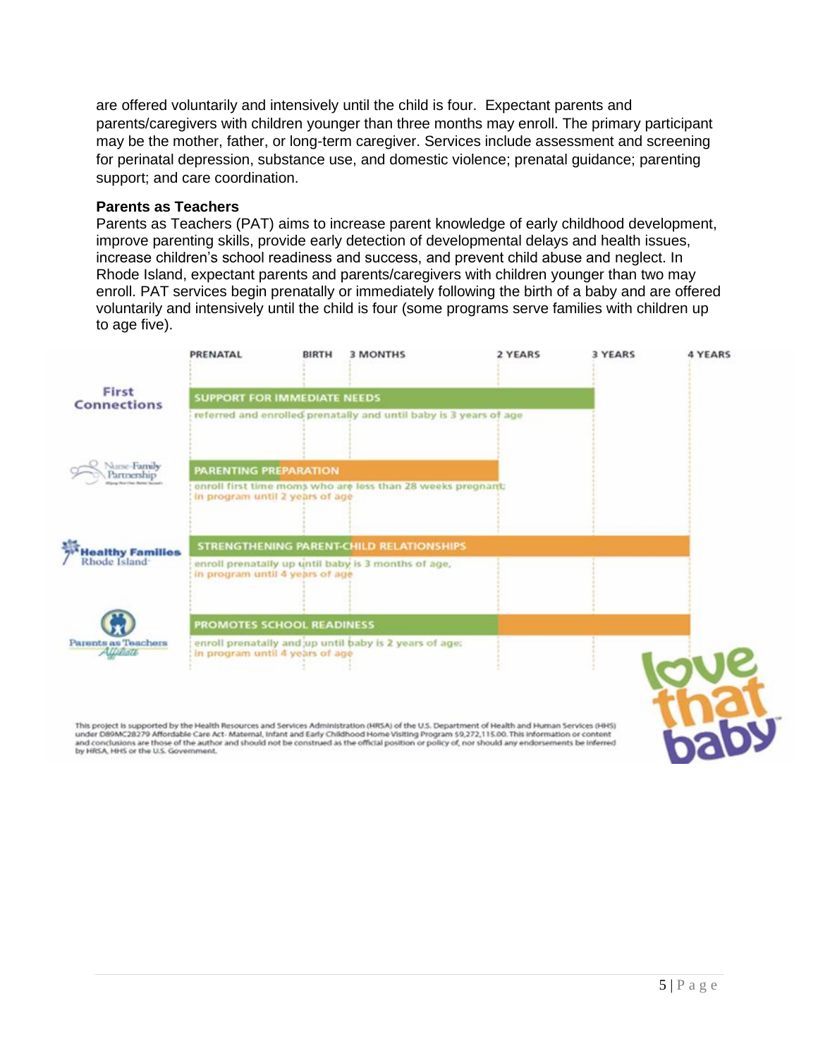are offered voluntarily and intensively until the child is four. Expectant parents and parents/caregivers with children younger than three months may enroll. The primary participant may be the mother, father, or long-term caregiver. Services include assessment and screening for perinatal depression, substance use, and domestic violence; prenatal guidance; parenting support; and care coordination.

**Parents as Teachers**

Parents as Teachers (PAT) aims to increase parent knowledge of early childhood development, improve parenting skills, provide early detection of developmental delays and health issues, increase children's school readiness and success, and prevent child abuse and neglect. In Rhode Island, expectant parents and parents/caregivers with children younger than two may enroll. PAT services begin prenatally or immediately following the birth of a baby and are offered voluntarily and intensively until the child is four (some programs serve families with children up to age five).

| Program | PRENATAL | BIRTH | 3 MONTHS | 2 YEARS | 3 YEARS | 4 YEARS |
|---|---|---|---|---|---|---|
| First Connections | SUPPORT FOR IMMEDIATE NEEDS — referred and enrolled prenatally and until baby is 3 years of age | | | | | |
| Nurse-Family Partnership | PARENTING PREPARATION — enroll first time moms who are less than 28 weeks pregnant; in program until 2 years of age | | | | | |
| Healthy Families Rhode Island | STRENGTHENING PARENT-CHILD RELATIONSHIPS — enroll prenatally up until baby is 3 months of age, in program until 4 years of age | | | | | |
| Parents as Teachers Affiliate | PROMOTES SCHOOL READINESS — enroll prenatally and up until baby is 2 years of age; in program until 4 years of age | | | | | |

love that baby

This project is supported by the Health Resources and Services Administration (HRSA) of the U.S. Department of Health and Human Services (HHS) under D89MC28279 Affordable Care Act- Maternal, Infant and Early Childhood Home Visiting Program $9,272,115.00. This information or content and conclusions are those of the author and should not be construed as the official position or policy of, nor should any endorsements be inferred by HRSA, HHS or the U.S. Government.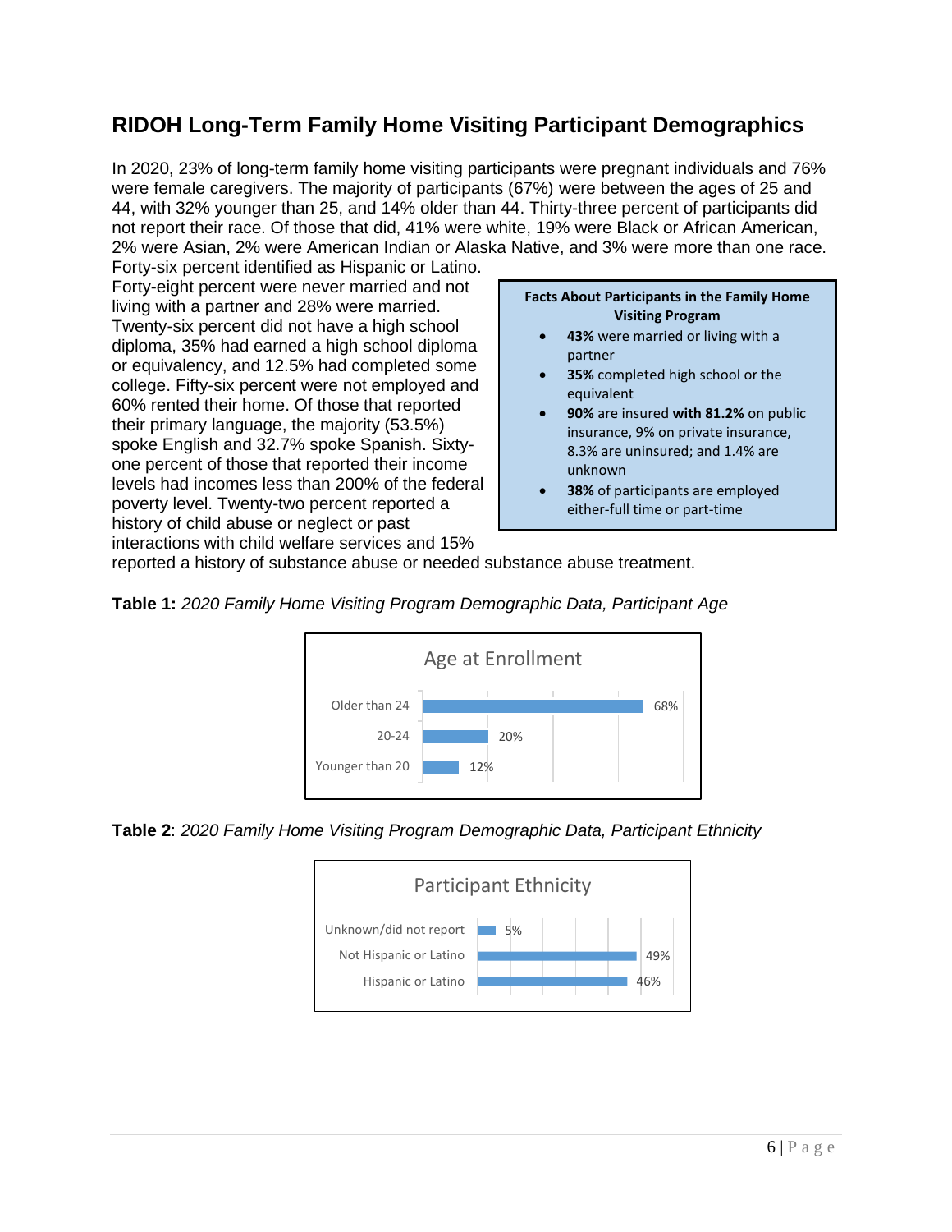## RIDOH Long-Term Family Home Visiting Participant Demographics

In 2020, 23% of long-term family home visiting participants were pregnant individuals and 76% were female caregivers. The majority of participants (67%) were between the ages of 25 and 44, with 32% younger than 25, and 14% older than 44. Thirty-three percent of participants did not report their race. Of those that did, 41% were white, 19% were Black or African American, 2% were Asian, 2% were American Indian or Alaska Native, and 3% were more than one race. Forty-six percent identified as Hispanic or Latino. Forty-eight percent were never married and not living with a partner and 28% were married. Twenty-six percent did not have a high school diploma, 35% had earned a high school diploma or equivalency, and 12.5% had completed some college. Fifty-six percent were not employed and 60% rented their home. Of those that reported their primary language, the majority (53.5%) spoke English and 32.7% spoke Spanish. Sixty-one percent of those that reported their income levels had incomes less than 200% of the federal poverty level. Twenty-two percent reported a history of child abuse or neglect or past interactions with child welfare services and 15% reported a history of substance abuse or needed substance abuse treatment.

**Facts About Participants in the Family Home Visiting Program**

- **43%** were married or living with a partner
- **35%** completed high school or the equivalent
- **90%** are insured **with 81.2%** on public insurance, 9% on private insurance, 8.3% are uninsured; and 1.4% are unknown
- **38%** of participants are employed either-full time or part-time

**Table 1:** *2020 Family Home Visiting Program Demographic Data, Participant Age*

Age at Enrollment

| Age | Percent |
|---|---|
| Older than 24 | 68% |
| 20-24 | 20% |
| Younger than 20 | 12% |

**Table 2**: *2020 Family Home Visiting Program Demographic Data, Participant Ethnicity*

Participant Ethnicity

| Ethnicity | Percent |
|---|---|
| Unknown/did not report | 5% |
| Not Hispanic or Latino | 49% |
| Hispanic or Latino | 46% |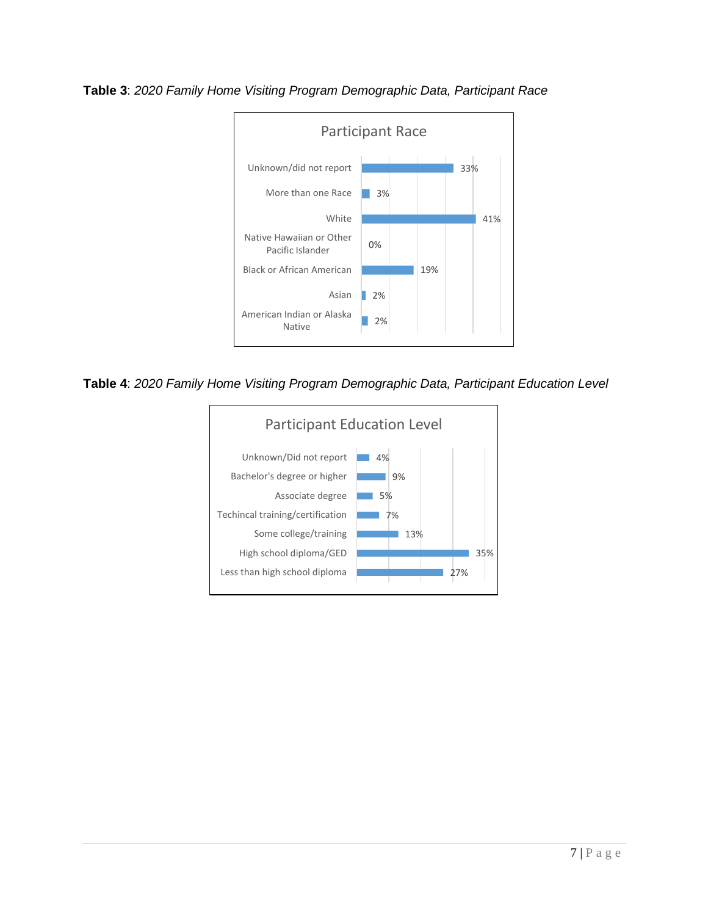**Table 3**: *2020 Family Home Visiting Program Demographic Data, Participant Race*

Participant Race

| Race | Percent |
|---|---|
| Unknown/did not report | 33% |
| More than one Race | 3% |
| White | 41% |
| Native Hawaiian or Other Pacific Islander | 0% |
| Black or African American | 19% |
| Asian | 2% |
| American Indian or Alaska Native | 2% |

**Table 4**: *2020 Family Home Visiting Program Demographic Data, Participant Education Level*

Participant Education Level

| Education Level | Percent |
|---|---|
| Unknown/Did not report | 4% |
| Bachelor's degree or higher | 9% |
| Associate degree | 5% |
| Techincal training/certification | 7% |
| Some college/training | 13% |
| High school diploma/GED | 35% |
| Less than high school diploma | 27% |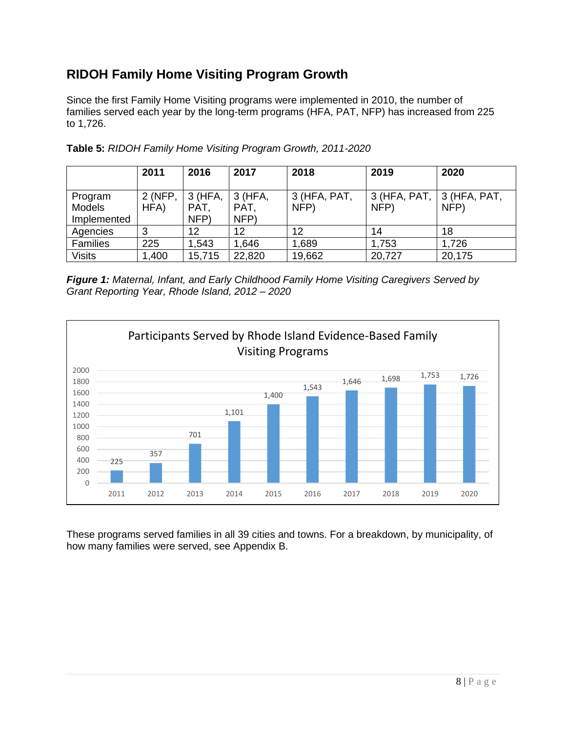## RIDOH Family Home Visiting Program Growth

Since the first Family Home Visiting programs were implemented in 2010, the number of families served each year by the long-term programs (HFA, PAT, NFP) has increased from 225 to 1,726.

**Table 5:** *RIDOH Family Home Visiting Program Growth, 2011-2020*

| | 2011 | 2016 | 2017 | 2018 | 2019 | 2020 |
|---|---|---|---|---|---|---|
| Program Models Implemented | 2 (NFP, HFA) | 3 (HFA, PAT, NFP) | 3 (HFA, PAT, NFP) | 3 (HFA, PAT, NFP) | 3 (HFA, PAT, NFP) | 3 (HFA, PAT, NFP) |
| Agencies | 3 | 12 | 12 | 12 | 14 | 18 |
| Families | 225 | 1,543 | 1,646 | 1,689 | 1,753 | 1,726 |
| Visits | 1,400 | 15,715 | 22,820 | 19,662 | 20,727 | 20,175 |

***Figure 1:*** *Maternal, Infant, and Early Childhood Family Home Visiting Caregivers Served by Grant Reporting Year, Rhode Island, 2012 – 2020*

Participants Served by Rhode Island Evidence-Based Family Visiting Programs

| 2011 | 2012 | 2013 | 2014 | 2015 | 2016 | 2017 | 2018 | 2019 | 2020 |
|---|---|---|---|---|---|---|---|---|---|
| 225 | 357 | 701 | 1,101 | 1,400 | 1,543 | 1,646 | 1,698 | 1,753 | 1,726 |

These programs served families in all 39 cities and towns. For a breakdown, by municipality, of how many families were served, see Appendix B.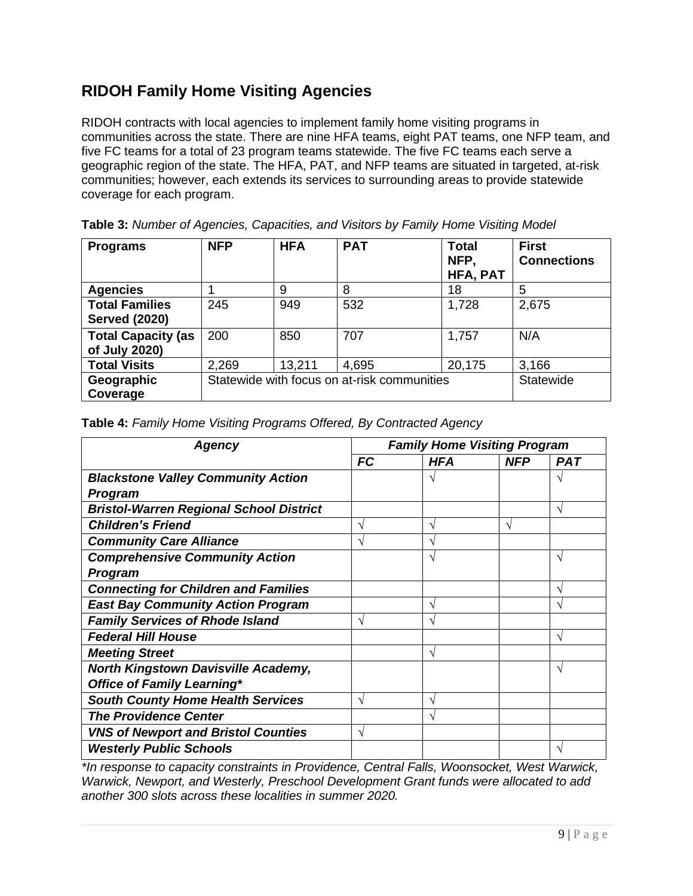## RIDOH Family Home Visiting Agencies

RIDOH contracts with local agencies to implement family home visiting programs in communities across the state. There are nine HFA teams, eight PAT teams, one NFP team, and five FC teams for a total of 23 program teams statewide. The five FC teams each serve a geographic region of the state. The HFA, PAT, and NFP teams are situated in targeted, at-risk communities; however, each extends its services to surrounding areas to provide statewide coverage for each program.

**Table 3:** *Number of Agencies, Capacities, and Visitors by Family Home Visiting Model*

| Programs | NFP | HFA | PAT | Total NFP, HFA, PAT | First Connections |
|---|---|---|---|---|---|
| **Agencies** | 1 | 9 | 8 | 18 | 5 |
| **Total Families Served (2020)** | 245 | 949 | 532 | 1,728 | 2,675 |
| **Total Capacity (as of July 2020)** | 200 | 850 | 707 | 1,757 | N/A |
| **Total Visits** | 2,269 | 13,211 | 4,695 | 20,175 | 3,166 |
| **Geographic Coverage** | Statewide with focus on at-risk communities | | | | Statewide |

**Table 4:** *Family Home Visiting Programs Offered, By Contracted Agency*

| *Agency* | *Family Home Visiting Program* | | | |
|---|---|---|---|---|
| | ***FC*** | ***HFA*** | ***NFP*** | ***PAT*** |
| ***Blackstone Valley Community Action Program*** | | √ | | √ |
| ***Bristol-Warren Regional School District*** | | | | √ |
| ***Children's Friend*** | √ | √ | √ | |
| ***Community Care Alliance*** | √ | √ | | |
| ***Comprehensive Community Action Program*** | | √ | | √ |
| ***Connecting for Children and Families*** | | | | √ |
| ***East Bay Community Action Program*** | | √ | | √ |
| ***Family Services of Rhode Island*** | √ | √ | | |
| ***Federal Hill House*** | | | | √ |
| ***Meeting Street*** | | √ | | |
| ***North Kingstown Davisville Academy, Office of Family Learning**** | | | | √ |
| ***South County Home Health Services*** | √ | √ | | |
| ***The Providence Center*** | | √ | | |
| ***VNS of Newport and Bristol Counties*** | √ | | | |
| ***Westerly Public Schools*** | | | | √ |

*\*In response to capacity constraints in Providence, Central Falls, Woonsocket, West Warwick, Warwick, Newport, and Westerly, Preschool Development Grant funds were allocated to add another 300 slots across these localities in summer 2020.*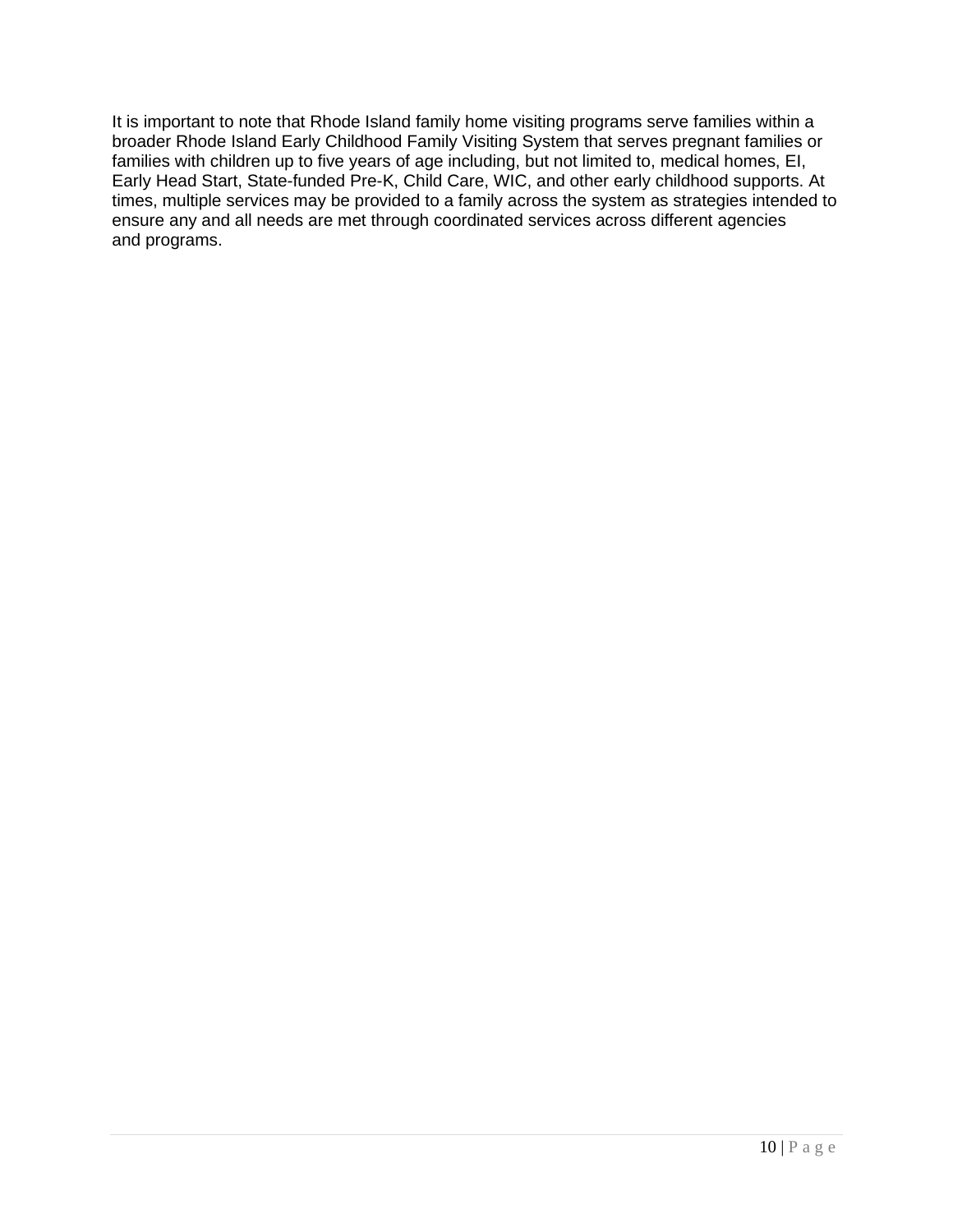It is important to note that Rhode Island family home visiting programs serve families within a broader Rhode Island Early Childhood Family Visiting System that serves pregnant families or families with children up to five years of age including, but not limited to, medical homes, EI, Early Head Start, State-funded Pre-K, Child Care, WIC, and other early childhood supports. At times, multiple services may be provided to a family across the system as strategies intended to ensure any and all needs are met through coordinated services across different agencies and programs.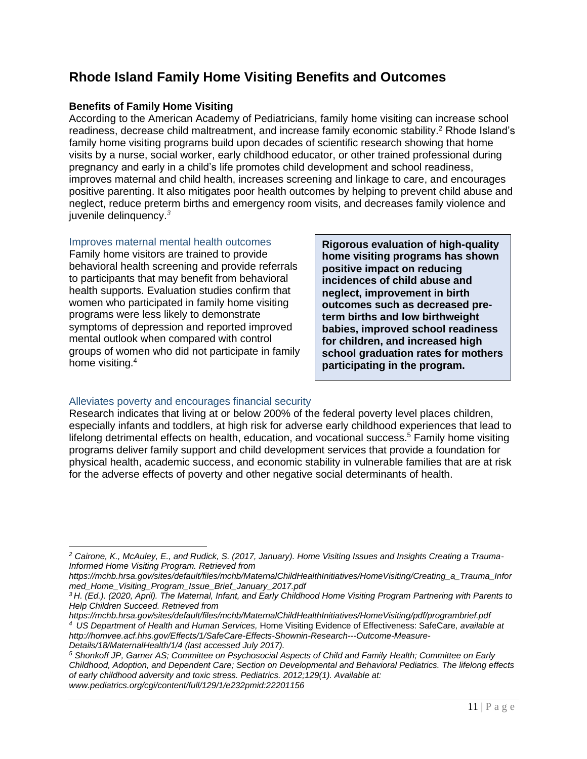# Rhode Island Family Home Visiting Benefits and Outcomes

### Benefits of Family Home Visiting

According to the American Academy of Pediatricians, family home visiting can increase school readiness, decrease child maltreatment, and increase family economic stability.[2] Rhode Island's family home visiting programs build upon decades of scientific research showing that home visits by a nurse, social worker, early childhood educator, or other trained professional during pregnancy and early in a child's life promotes child development and school readiness, improves maternal and child health, increases screening and linkage to care, and encourages positive parenting. It also mitigates poor health outcomes by helping to prevent child abuse and neglect, reduce preterm births and emergency room visits, and decreases family violence and juvenile delinquency.[3]

## Improves maternal mental health outcomes

Family home visitors are trained to provide behavioral health screening and provide referrals to participants that may benefit from behavioral health supports. Evaluation studies confirm that women who participated in family home visiting programs were less likely to demonstrate symptoms of depression and reported improved mental outlook when compared with control groups of women who did not participate in family home visiting.[4]

**Rigorous evaluation of high-quality home visiting programs has shown positive impact on reducing incidences of child abuse and neglect, improvement in birth outcomes such as decreased pre-term births and low birthweight babies, improved school readiness for children, and increased high school graduation rates for mothers participating in the program.**

## Alleviates poverty and encourages financial security

Research indicates that living at or below 200% of the federal poverty level places children, especially infants and toddlers, at high risk for adverse early childhood experiences that lead to lifelong detrimental effects on health, education, and vocational success.[5] Family home visiting programs deliver family support and child development services that provide a foundation for physical health, academic success, and economic stability in vulnerable families that are at risk for the adverse effects of poverty and other negative social determinants of health.

---

*[2] Cairone, K., McAuley, E., and Rudick, S. (2017, January). Home Visiting Issues and Insights Creating a Trauma-Informed Home Visiting Program. Retrieved from https://mchb.hrsa.gov/sites/default/files/mchb/MaternalChildHealthInitiatives/HomeVisiting/Creating_a_Trauma_Informed_Home_Visiting_Program_Issue_Brief_January_2017.pdf*

*[3] H. (Ed.). (2020, April). The Maternal, Infant, and Early Childhood Home Visiting Program Partnering with Parents to Help Children Succeed. Retrieved from https://mchb.hrsa.gov/sites/default/files/mchb/MaternalChildHealthInitiatives/HomeVisiting/pdf/programbrief.pdf*

*[4] US Department of Health and Human Services,* Home Visiting Evidence of Effectiveness: SafeCare*, available at http://homvee.acf.hhs.gov/Effects/1/SafeCare-Effects-Shownin-Research---Outcome-Measure-Details/18/MaternalHealth/1/4 (last accessed July 2017).*

*[5] Shonkoff JP, Garner AS; Committee on Psychosocial Aspects of Child and Family Health; Committee on Early Childhood, Adoption, and Dependent Care; Section on Developmental and Behavioral Pediatrics. The lifelong effects of early childhood adversity and toxic stress. Pediatrics. 2012;129(1). Available at: www.pediatrics.org/cgi/content/full/129/1/e232pmid:22201156*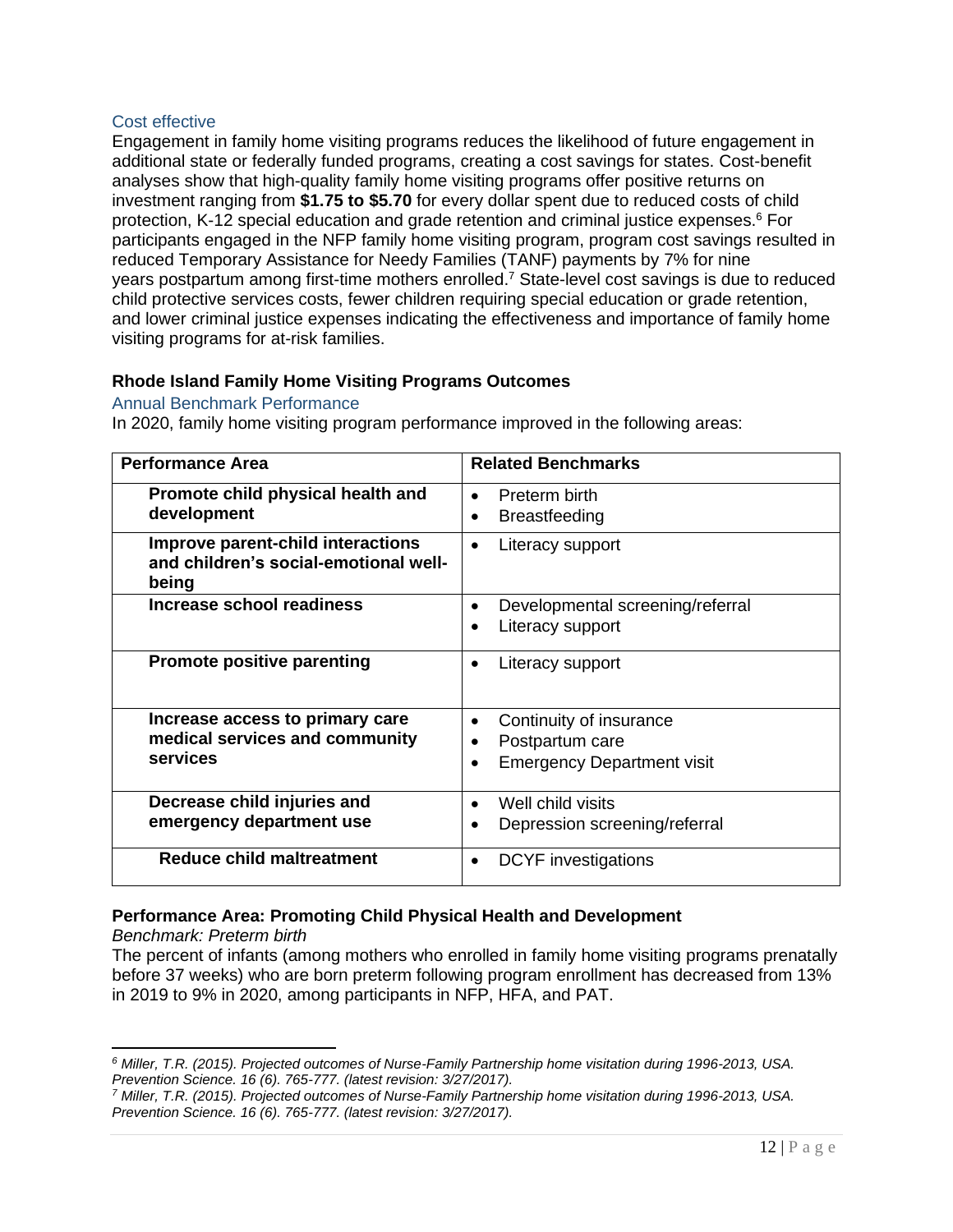### Cost effective

Engagement in family home visiting programs reduces the likelihood of future engagement in additional state or federally funded programs, creating a cost savings for states. Cost-benefit analyses show that high-quality family home visiting programs offer positive returns on investment ranging from **$1.75 to $5.70** for every dollar spent due to reduced costs of child protection, K-12 special education and grade retention and criminal justice expenses.[6] For participants engaged in the NFP family home visiting program, program cost savings resulted in reduced Temporary Assistance for Needy Families (TANF) payments by 7% for nine years postpartum among first-time mothers enrolled.[7] State-level cost savings is due to reduced child protective services costs, fewer children requiring special education or grade retention, and lower criminal justice expenses indicating the effectiveness and importance of family home visiting programs for at-risk families.

## Rhode Island Family Home Visiting Programs Outcomes

### Annual Benchmark Performance

In 2020, family home visiting program performance improved in the following areas:

| Performance Area | Related Benchmarks |
|---|---|
| **Promote child physical health and development** | • Preterm birth<br>• Breastfeeding |
| **Improve parent-child interactions and children's social-emotional well-being** | • Literacy support |
| **Increase school readiness** | • Developmental screening/referral<br>• Literacy support |
| **Promote positive parenting** | • Literacy support |
| **Increase access to primary care medical services and community services** | • Continuity of insurance<br>• Postpartum care<br>• Emergency Department visit |
| **Decrease child injuries and emergency department use** | • Well child visits<br>• Depression screening/referral |
| **Reduce child maltreatment** | • DCYF investigations |

**Performance Area: Promoting Child Physical Health and Development**

*Benchmark: Preterm birth*

The percent of infants (among mothers who enrolled in family home visiting programs prenatally before 37 weeks) who are born preterm following program enrollment has decreased from 13% in 2019 to 9% in 2020, among participants in NFP, HFA, and PAT.

---

[6] *Miller, T.R. (2015). Projected outcomes of Nurse-Family Partnership home visitation during 1996-2013, USA. Prevention Science. 16 (6). 765-777. (latest revision: 3/27/2017).*

[7] *Miller, T.R. (2015). Projected outcomes of Nurse-Family Partnership home visitation during 1996-2013, USA. Prevention Science. 16 (6). 765-777. (latest revision: 3/27/2017).*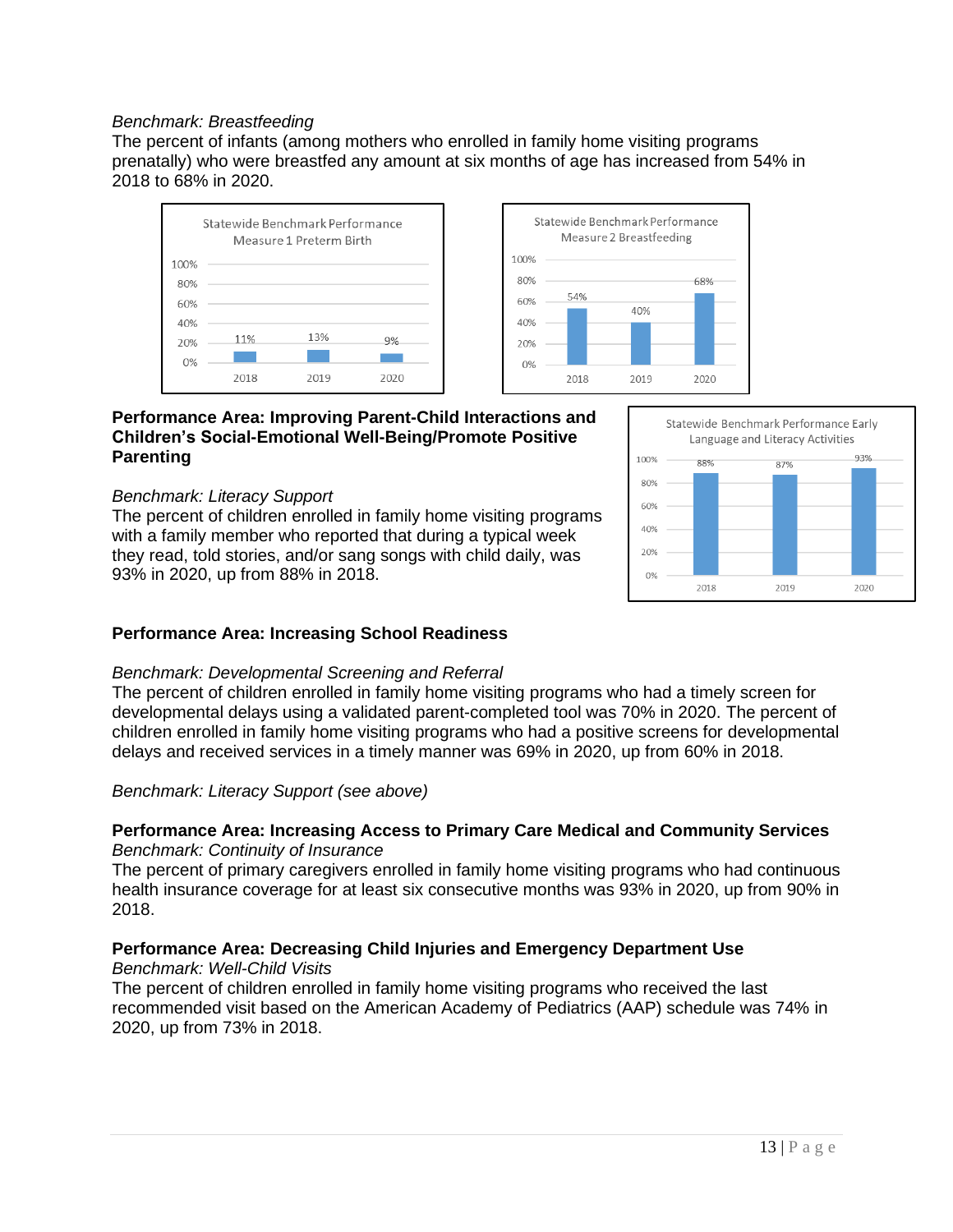*Benchmark: Breastfeeding*

The percent of infants (among mothers who enrolled in family home visiting programs prenatally) who were breastfed any amount at six months of age has increased from 54% in 2018 to 68% in 2020.

Statewide Benchmark Performance Measure 1 Preterm Birth

| Year | 2018 | 2019 | 2020 |
|---|---|---|---|
| Preterm Birth | 11% | 13% | 9% |

Statewide Benchmark Performance Measure 2 Breastfeeding

| Year | 2018 | 2019 | 2020 |
|---|---|---|---|
| Breastfeeding | 54% | 40% | 68% |

**Performance Area: Improving Parent-Child Interactions and Children's Social-Emotional Well-Being/Promote Positive Parenting**

*Benchmark: Literacy Support*

The percent of children enrolled in family home visiting programs with a family member who reported that during a typical week they read, told stories, and/or sang songs with child daily, was 93% in 2020, up from 88% in 2018.

Statewide Benchmark Performance Early Language and Literacy Activities

| Year | 2018 | 2019 | 2020 |
|---|---|---|---|
| Early Language and Literacy Activities | 88% | 87% | 93% |

**Performance Area: Increasing School Readiness**

*Benchmark: Developmental Screening and Referral*

The percent of children enrolled in family home visiting programs who had a timely screen for developmental delays using a validated parent-completed tool was 70% in 2020. The percent of children enrolled in family home visiting programs who had a positive screens for developmental delays and received services in a timely manner was 69% in 2020, up from 60% in 2018.

*Benchmark: Literacy Support (see above)*

**Performance Area: Increasing Access to Primary Care Medical and Community Services**

*Benchmark: Continuity of Insurance*

The percent of primary caregivers enrolled in family home visiting programs who had continuous health insurance coverage for at least six consecutive months was 93% in 2020, up from 90% in 2018.

**Performance Area: Decreasing Child Injuries and Emergency Department Use**

*Benchmark: Well-Child Visits*

The percent of children enrolled in family home visiting programs who received the last recommended visit based on the American Academy of Pediatrics (AAP) schedule was 74% in 2020, up from 73% in 2018.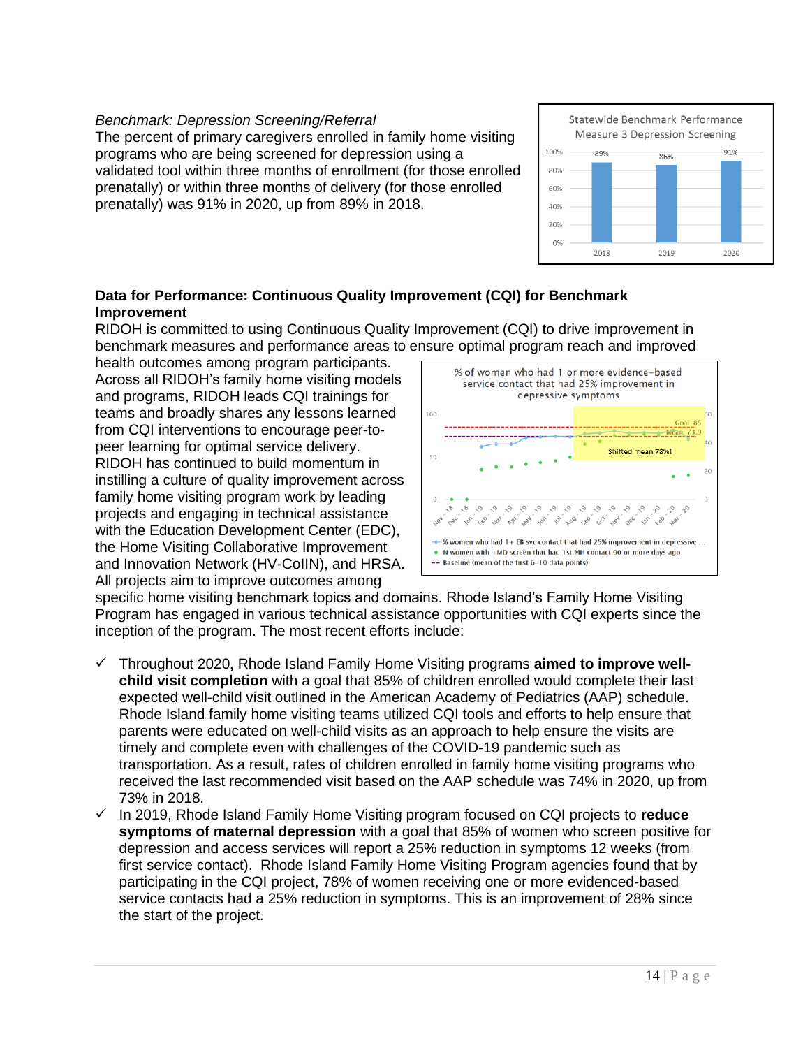*Benchmark: Depression Screening/Referral*
The percent of primary caregivers enrolled in family home visiting programs who are being screened for depression using a validated tool within three months of enrollment (for those enrolled prenatally) or within three months of delivery (for those enrolled prenatally) was 91% in 2020, up from 89% in 2018.

**Data for Performance: Continuous Quality Improvement (CQI) for Benchmark Improvement**

RIDOH is committed to using Continuous Quality Improvement (CQI) to drive improvement in benchmark measures and performance areas to ensure optimal program reach and improved health outcomes among program participants. Across all RIDOH's family home visiting models and programs, RIDOH leads CQI trainings for teams and broadly shares any lessons learned from CQI interventions to encourage peer-to-peer learning for optimal service delivery. RIDOH has continued to build momentum in instilling a culture of quality improvement across family home visiting program work by leading projects and engaging in technical assistance with the Education Development Center (EDC), the Home Visiting Collaborative Improvement and Innovation Network (HV-CoIIN), and HRSA. All projects aim to improve outcomes among specific home visiting benchmark topics and domains. Rhode Island's Family Home Visiting Program has engaged in various technical assistance opportunities with CQI experts since the inception of the program. The most recent efforts include:

- ✓ Throughout 2020**,** Rhode Island Family Home Visiting programs **aimed to improve well-child visit completion** with a goal that 85% of children enrolled would complete their last expected well-child visit outlined in the American Academy of Pediatrics (AAP) schedule. Rhode Island family home visiting teams utilized CQI tools and efforts to help ensure that parents were educated on well-child visits as an approach to help ensure the visits are timely and complete even with challenges of the COVID-19 pandemic such as transportation. As a result, rates of children enrolled in family home visiting programs who received the last recommended visit based on the AAP schedule was 74% in 2020, up from 73% in 2018.
- ✓ In 2019, Rhode Island Family Home Visiting program focused on CQI projects to **reduce symptoms of maternal depression** with a goal that 85% of women who screen positive for depression and access services will report a 25% reduction in symptoms 12 weeks (from first service contact). Rhode Island Family Home Visiting Program agencies found that by participating in the CQI project, 78% of women receiving one or more evidenced-based service contacts had a 25% reduction in symptoms. This is an improvement of 28% since the start of the project.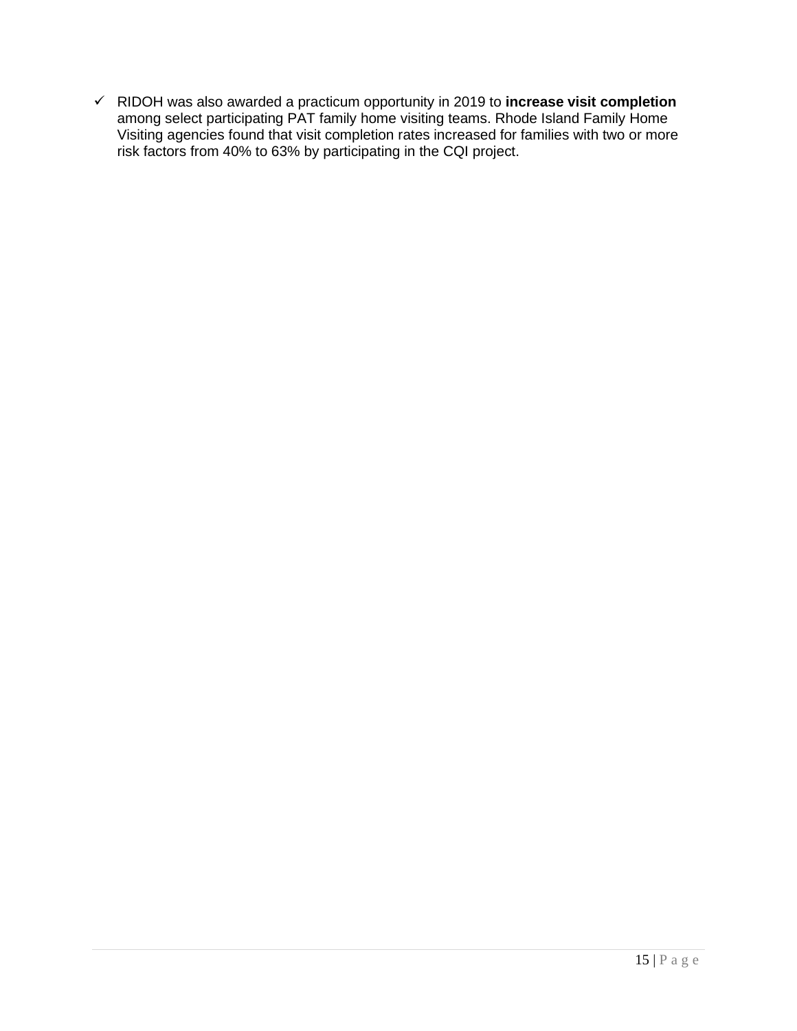- ✓ RIDOH was also awarded a practicum opportunity in 2019 to **increase visit completion** among select participating PAT family home visiting teams. Rhode Island Family Home Visiting agencies found that visit completion rates increased for families with two or more risk factors from 40% to 63% by participating in the CQI project.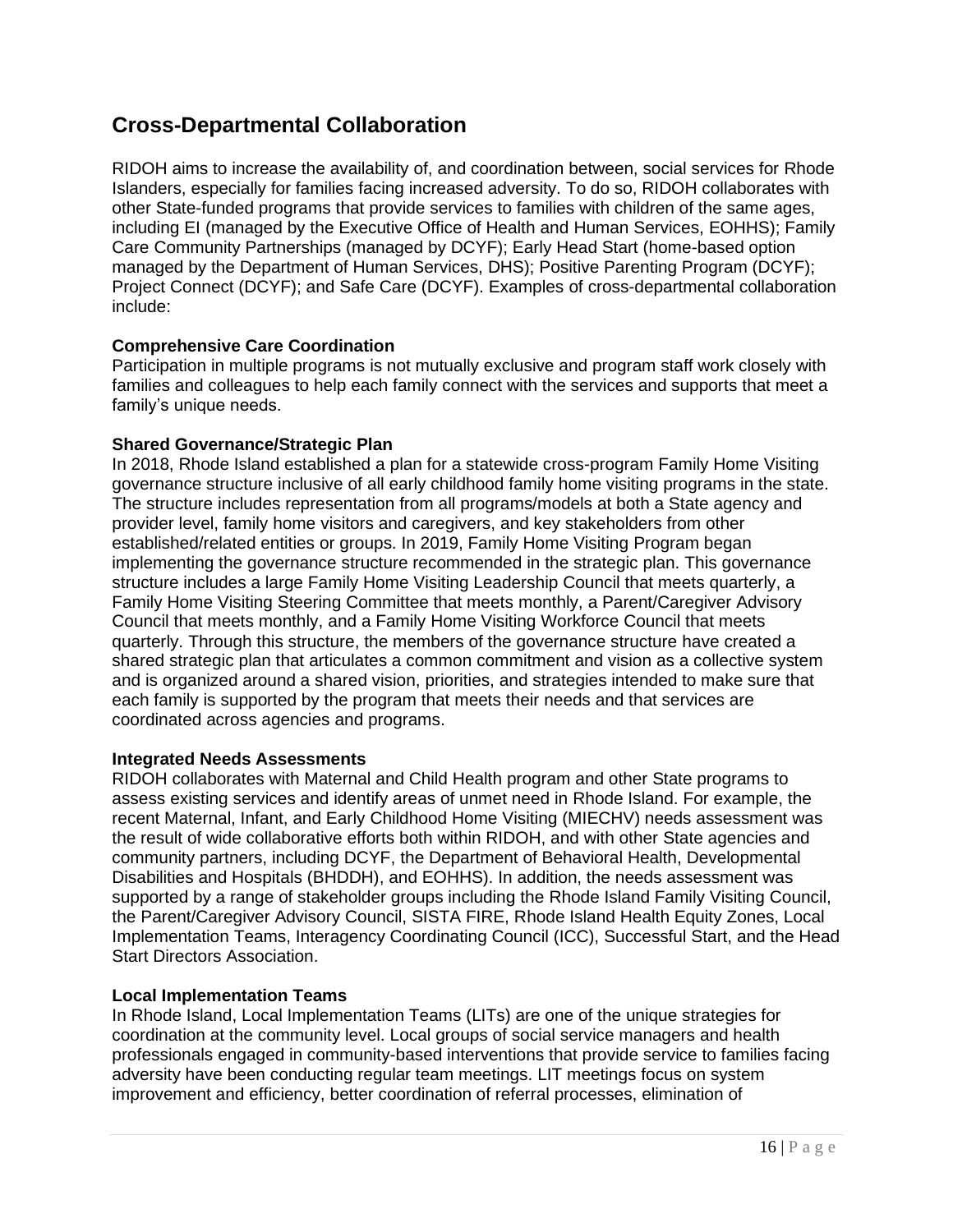## Cross-Departmental Collaboration

RIDOH aims to increase the availability of, and coordination between, social services for Rhode Islanders, especially for families facing increased adversity. To do so, RIDOH collaborates with other State-funded programs that provide services to families with children of the same ages, including EI (managed by the Executive Office of Health and Human Services, EOHHS); Family Care Community Partnerships (managed by DCYF); Early Head Start (home-based option managed by the Department of Human Services, DHS); Positive Parenting Program (DCYF); Project Connect (DCYF); and Safe Care (DCYF). Examples of cross-departmental collaboration include:

**Comprehensive Care Coordination**
Participation in multiple programs is not mutually exclusive and program staff work closely with families and colleagues to help each family connect with the services and supports that meet a family's unique needs.

**Shared Governance/Strategic Plan**
In 2018, Rhode Island established a plan for a statewide cross-program Family Home Visiting governance structure inclusive of all early childhood family home visiting programs in the state. The structure includes representation from all programs/models at both a State agency and provider level, family home visitors and caregivers, and key stakeholders from other established/related entities or groups. In 2019, Family Home Visiting Program began implementing the governance structure recommended in the strategic plan. This governance structure includes a large Family Home Visiting Leadership Council that meets quarterly, a Family Home Visiting Steering Committee that meets monthly, a Parent/Caregiver Advisory Council that meets monthly, and a Family Home Visiting Workforce Council that meets quarterly. Through this structure, the members of the governance structure have created a shared strategic plan that articulates a common commitment and vision as a collective system and is organized around a shared vision, priorities, and strategies intended to make sure that each family is supported by the program that meets their needs and that services are coordinated across agencies and programs.

**Integrated Needs Assessments**
RIDOH collaborates with Maternal and Child Health program and other State programs to assess existing services and identify areas of unmet need in Rhode Island. For example, the recent Maternal, Infant, and Early Childhood Home Visiting (MIECHV) needs assessment was the result of wide collaborative efforts both within RIDOH, and with other State agencies and community partners, including DCYF, the Department of Behavioral Health, Developmental Disabilities and Hospitals (BHDDH), and EOHHS). In addition, the needs assessment was supported by a range of stakeholder groups including the Rhode Island Family Visiting Council, the Parent/Caregiver Advisory Council, SISTA FIRE, Rhode Island Health Equity Zones, Local Implementation Teams, Interagency Coordinating Council (ICC), Successful Start, and the Head Start Directors Association.

**Local Implementation Teams**
In Rhode Island, Local Implementation Teams (LITs) are one of the unique strategies for coordination at the community level. Local groups of social service managers and health professionals engaged in community-based interventions that provide service to families facing adversity have been conducting regular team meetings. LIT meetings focus on system improvement and efficiency, better coordination of referral processes, elimination of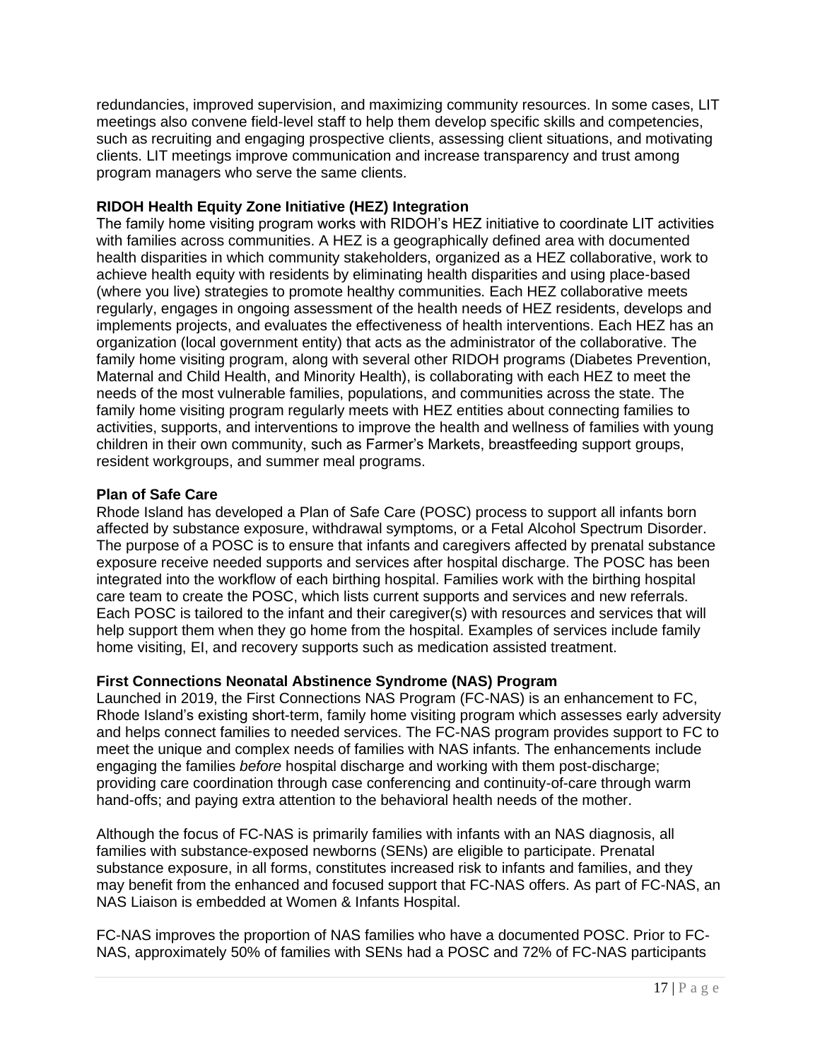redundancies, improved supervision, and maximizing community resources. In some cases, LIT meetings also convene field-level staff to help them develop specific skills and competencies, such as recruiting and engaging prospective clients, assessing client situations, and motivating clients. LIT meetings improve communication and increase transparency and trust among program managers who serve the same clients.

**RIDOH Health Equity Zone Initiative (HEZ) Integration**

The family home visiting program works with RIDOH's HEZ initiative to coordinate LIT activities with families across communities. A HEZ is a geographically defined area with documented health disparities in which community stakeholders, organized as a HEZ collaborative, work to achieve health equity with residents by eliminating health disparities and using place-based (where you live) strategies to promote healthy communities. Each HEZ collaborative meets regularly, engages in ongoing assessment of the health needs of HEZ residents, develops and implements projects, and evaluates the effectiveness of health interventions. Each HEZ has an organization (local government entity) that acts as the administrator of the collaborative. The family home visiting program, along with several other RIDOH programs (Diabetes Prevention, Maternal and Child Health, and Minority Health), is collaborating with each HEZ to meet the needs of the most vulnerable families, populations, and communities across the state. The family home visiting program regularly meets with HEZ entities about connecting families to activities, supports, and interventions to improve the health and wellness of families with young children in their own community, such as Farmer's Markets, breastfeeding support groups, resident workgroups, and summer meal programs.

**Plan of Safe Care**

Rhode Island has developed a Plan of Safe Care (POSC) process to support all infants born affected by substance exposure, withdrawal symptoms, or a Fetal Alcohol Spectrum Disorder. The purpose of a POSC is to ensure that infants and caregivers affected by prenatal substance exposure receive needed supports and services after hospital discharge. The POSC has been integrated into the workflow of each birthing hospital. Families work with the birthing hospital care team to create the POSC, which lists current supports and services and new referrals. Each POSC is tailored to the infant and their caregiver(s) with resources and services that will help support them when they go home from the hospital. Examples of services include family home visiting, EI, and recovery supports such as medication assisted treatment.

**First Connections Neonatal Abstinence Syndrome (NAS) Program**

Launched in 2019, the First Connections NAS Program (FC-NAS) is an enhancement to FC, Rhode Island's existing short-term, family home visiting program which assesses early adversity and helps connect families to needed services. The FC-NAS program provides support to FC to meet the unique and complex needs of families with NAS infants. The enhancements include engaging the families *before* hospital discharge and working with them post-discharge; providing care coordination through case conferencing and continuity-of-care through warm hand-offs; and paying extra attention to the behavioral health needs of the mother.

Although the focus of FC-NAS is primarily families with infants with an NAS diagnosis, all families with substance-exposed newborns (SENs) are eligible to participate. Prenatal substance exposure, in all forms, constitutes increased risk to infants and families, and they may benefit from the enhanced and focused support that FC-NAS offers. As part of FC-NAS, an NAS Liaison is embedded at Women & Infants Hospital.

FC-NAS improves the proportion of NAS families who have a documented POSC. Prior to FC-NAS, approximately 50% of families with SENs had a POSC and 72% of FC-NAS participants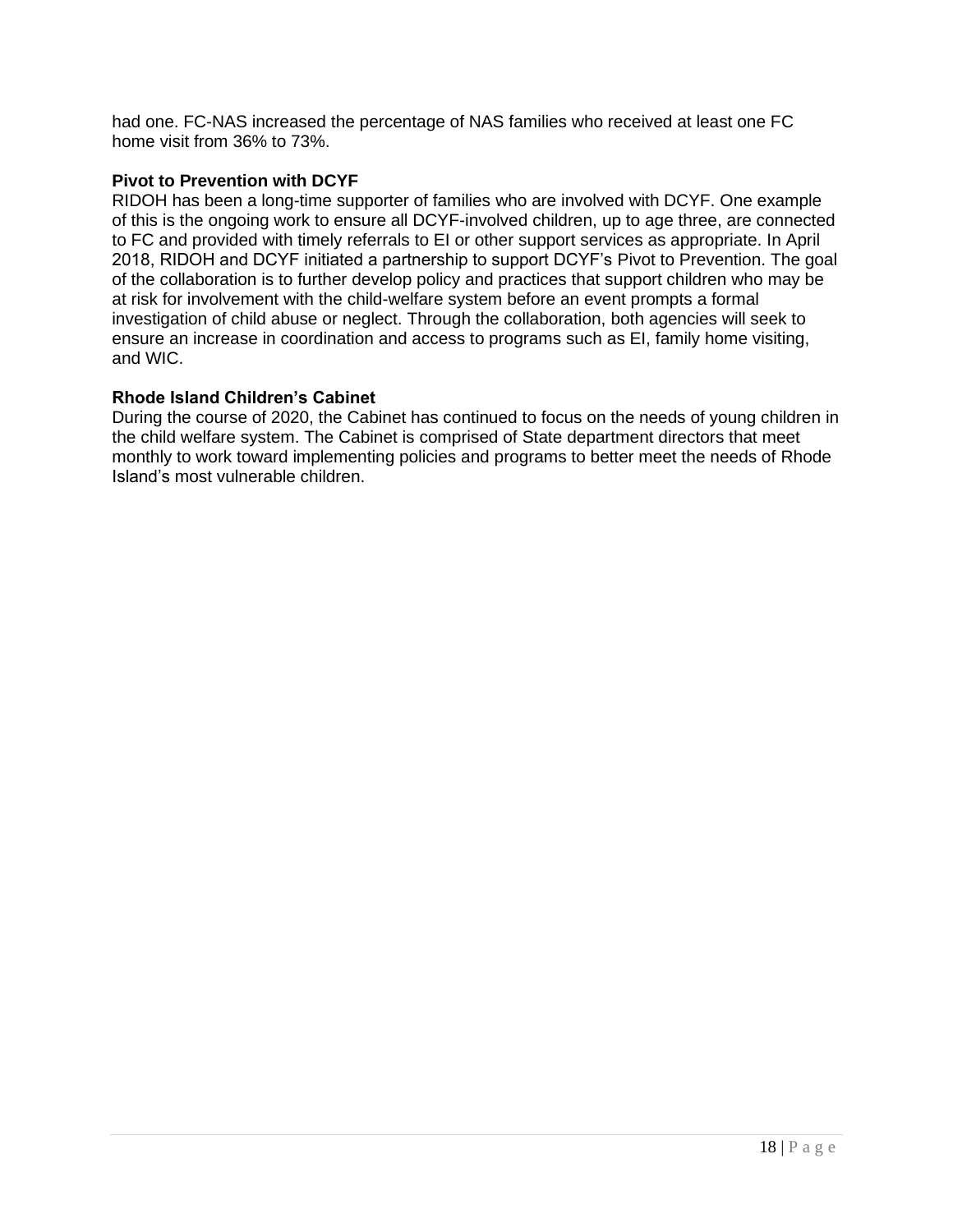had one. FC-NAS increased the percentage of NAS families who received at least one FC home visit from 36% to 73%.

**Pivot to Prevention with DCYF**

RIDOH has been a long-time supporter of families who are involved with DCYF. One example of this is the ongoing work to ensure all DCYF-involved children, up to age three, are connected to FC and provided with timely referrals to EI or other support services as appropriate. In April 2018, RIDOH and DCYF initiated a partnership to support DCYF's Pivot to Prevention. The goal of the collaboration is to further develop policy and practices that support children who may be at risk for involvement with the child-welfare system before an event prompts a formal investigation of child abuse or neglect. Through the collaboration, both agencies will seek to ensure an increase in coordination and access to programs such as EI, family home visiting, and WIC.

**Rhode Island Children's Cabinet**

During the course of 2020, the Cabinet has continued to focus on the needs of young children in the child welfare system. The Cabinet is comprised of State department directors that meet monthly to work toward implementing policies and programs to better meet the needs of Rhode Island's most vulnerable children.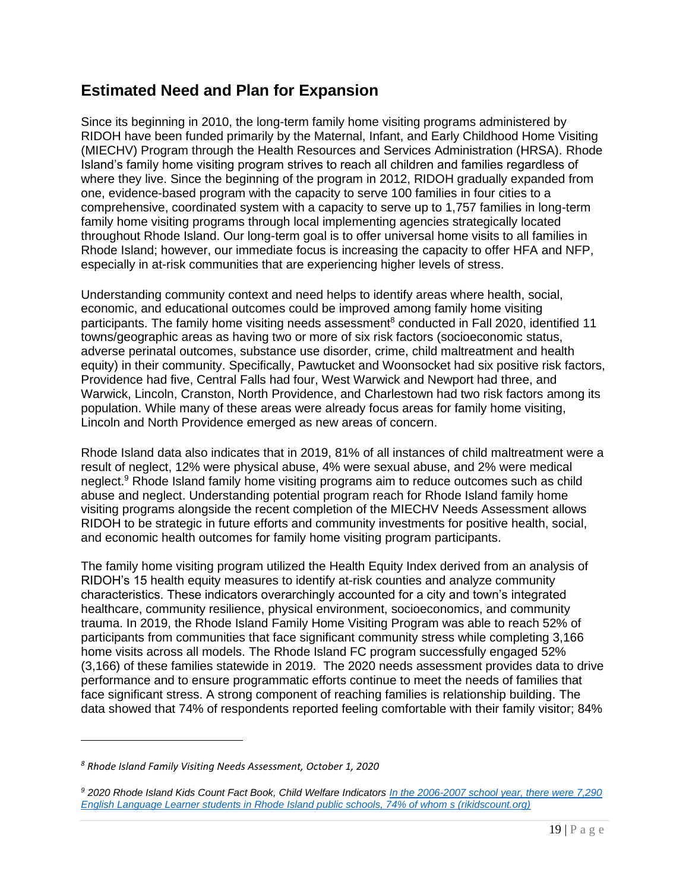## Estimated Need and Plan for Expansion

Since its beginning in 2010, the long-term family home visiting programs administered by RIDOH have been funded primarily by the Maternal, Infant, and Early Childhood Home Visiting (MIECHV) Program through the Health Resources and Services Administration (HRSA). Rhode Island's family home visiting program strives to reach all children and families regardless of where they live. Since the beginning of the program in 2012, RIDOH gradually expanded from one, evidence-based program with the capacity to serve 100 families in four cities to a comprehensive, coordinated system with a capacity to serve up to 1,757 families in long-term family home visiting programs through local implementing agencies strategically located throughout Rhode Island. Our long-term goal is to offer universal home visits to all families in Rhode Island; however, our immediate focus is increasing the capacity to offer HFA and NFP, especially in at-risk communities that are experiencing higher levels of stress.

Understanding community context and need helps to identify areas where health, social, economic, and educational outcomes could be improved among family home visiting participants. The family home visiting needs assessment[8] conducted in Fall 2020, identified 11 towns/geographic areas as having two or more of six risk factors (socioeconomic status, adverse perinatal outcomes, substance use disorder, crime, child maltreatment and health equity) in their community. Specifically, Pawtucket and Woonsocket had six positive risk factors, Providence had five, Central Falls had four, West Warwick and Newport had three, and Warwick, Lincoln, Cranston, North Providence, and Charlestown had two risk factors among its population. While many of these areas were already focus areas for family home visiting, Lincoln and North Providence emerged as new areas of concern.

Rhode Island data also indicates that in 2019, 81% of all instances of child maltreatment were a result of neglect, 12% were physical abuse, 4% were sexual abuse, and 2% were medical neglect.[9] Rhode Island family home visiting programs aim to reduce outcomes such as child abuse and neglect. Understanding potential program reach for Rhode Island family home visiting programs alongside the recent completion of the MIECHV Needs Assessment allows RIDOH to be strategic in future efforts and community investments for positive health, social, and economic health outcomes for family home visiting program participants.

The family home visiting program utilized the Health Equity Index derived from an analysis of RIDOH's 15 health equity measures to identify at-risk counties and analyze community characteristics. These indicators overarchingly accounted for a city and town's integrated healthcare, community resilience, physical environment, socioeconomics, and community trauma. In 2019, the Rhode Island Family Home Visiting Program was able to reach 52% of participants from communities that face significant community stress while completing 3,166 home visits across all models. The Rhode Island FC program successfully engaged 52% (3,166) of these families statewide in 2019. The 2020 needs assessment provides data to drive performance and to ensure programmatic efforts continue to meet the needs of families that face significant stress. A strong component of reaching families is relationship building. The data showed that 74% of respondents reported feeling comfortable with their family visitor; 84%

---

[8] *Rhode Island Family Visiting Needs Assessment, October 1, 2020*

[9] *2020 Rhode Island Kids Count Fact Book, Child Welfare Indicators* [In the 2006-2007 school year, there were 7,290 English Language Learner students in Rhode Island public schools, 74% of whom s (rikidscount.org)]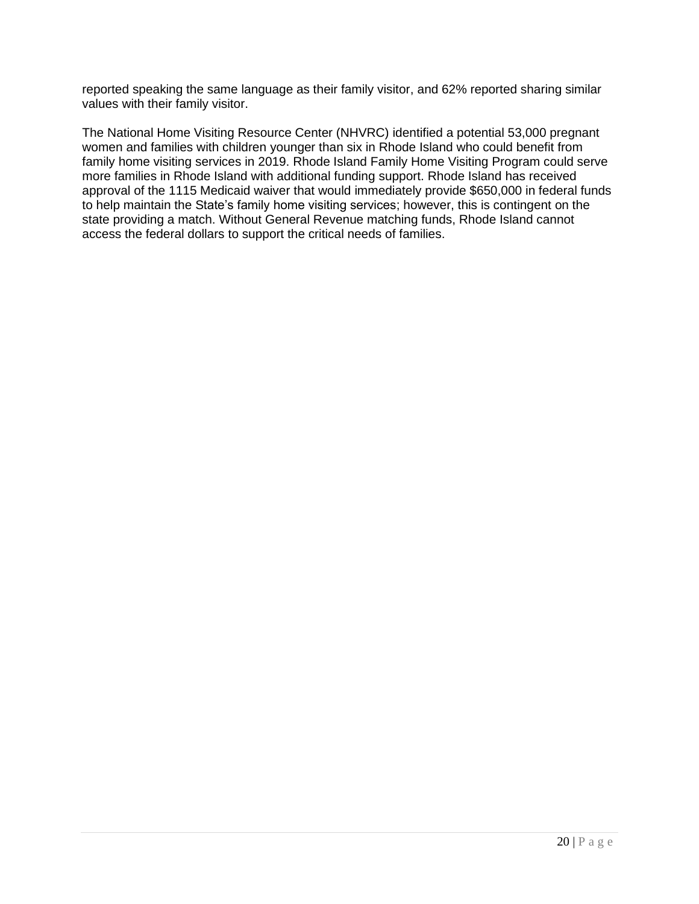reported speaking the same language as their family visitor, and 62% reported sharing similar values with their family visitor.

The National Home Visiting Resource Center (NHVRC) identified a potential 53,000 pregnant women and families with children younger than six in Rhode Island who could benefit from family home visiting services in 2019. Rhode Island Family Home Visiting Program could serve more families in Rhode Island with additional funding support. Rhode Island has received approval of the 1115 Medicaid waiver that would immediately provide $650,000 in federal funds to help maintain the State's family home visiting services; however, this is contingent on the state providing a match. Without General Revenue matching funds, Rhode Island cannot access the federal dollars to support the critical needs of families.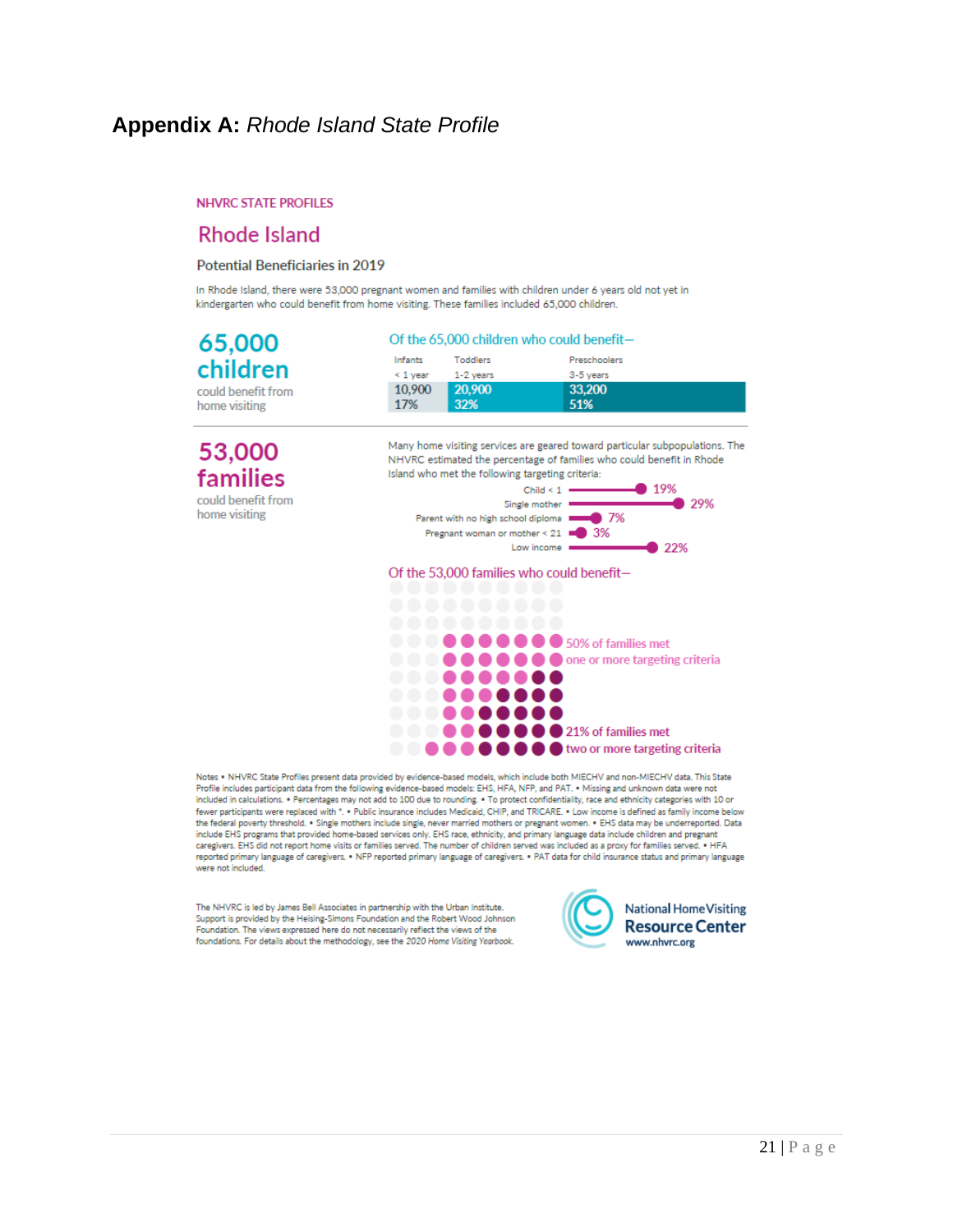# Appendix A: *Rhode Island State Profile*

NHVRC STATE PROFILES

## Rhode Island

### Potential Beneficiaries in 2019

In Rhode Island, there were 53,000 pregnant women and families with children under 6 years old not yet in kindergarten who could benefit from home visiting. These families included 65,000 children.

**65,000 children** could benefit from home visiting

Of the 65,000 children who could benefit—

| Infants < 1 year | Toddlers 1-2 years | Preschoolers 3-5 years |
|---|---|---|
| 10,900 | 20,900 | 33,200 |
| 17% | 32% | 51% |

**53,000 families** could benefit from home visiting

Many home visiting services are geared toward particular subpopulations. The NHVRC estimated the percentage of families who could benefit in Rhode Island who met the following targeting criteria:

| Criteria | Percentage |
|---|---|
| Child < 1 | 19% |
| Single mother | 29% |
| Parent with no high school diploma | 7% |
| Pregnant woman or mother < 21 | 3% |
| Low income | 22% |

Of the 53,000 families who could benefit—

- 50% of families met one or more targeting criteria
- 21% of families met two or more targeting criteria

Notes • NHVRC State Profiles present data provided by evidence-based models, which include both MIECHV and non-MIECHV data. This State Profile includes participant data from the following evidence-based models: EHS, HFA, NFP, and PAT. • Missing and unknown data were not included in calculations. • Percentages may not add to 100 due to rounding. • To protect confidentiality, race and ethnicity categories with 10 or fewer participants were replaced with *. • Public insurance includes Medicaid, CHIP, and TRICARE. • Low income is defined as family income below the federal poverty threshold. • Single mothers include single, never married mothers or pregnant women. • EHS data may be underreported. Data include EHS programs that provided home-based services only. EHS race, ethnicity, and primary language data include children and pregnant caregivers. EHS did not report home visits or families served. The number of children served was included as a proxy for families served. • HFA reported primary language of caregivers. • NFP reported primary language of caregivers. • PAT data for child insurance status and primary language were not included.

The NHVRC is led by James Bell Associates in partnership with the Urban Institute. Support is provided by the Heising-Simons Foundation and the Robert Wood Johnson Foundation. The views expressed here do not necessarily reflect the views of the foundations. For details about the methodology, see the *2020 Home Visiting Yearbook*.

National Home Visiting Resource Center
www.nhvrc.org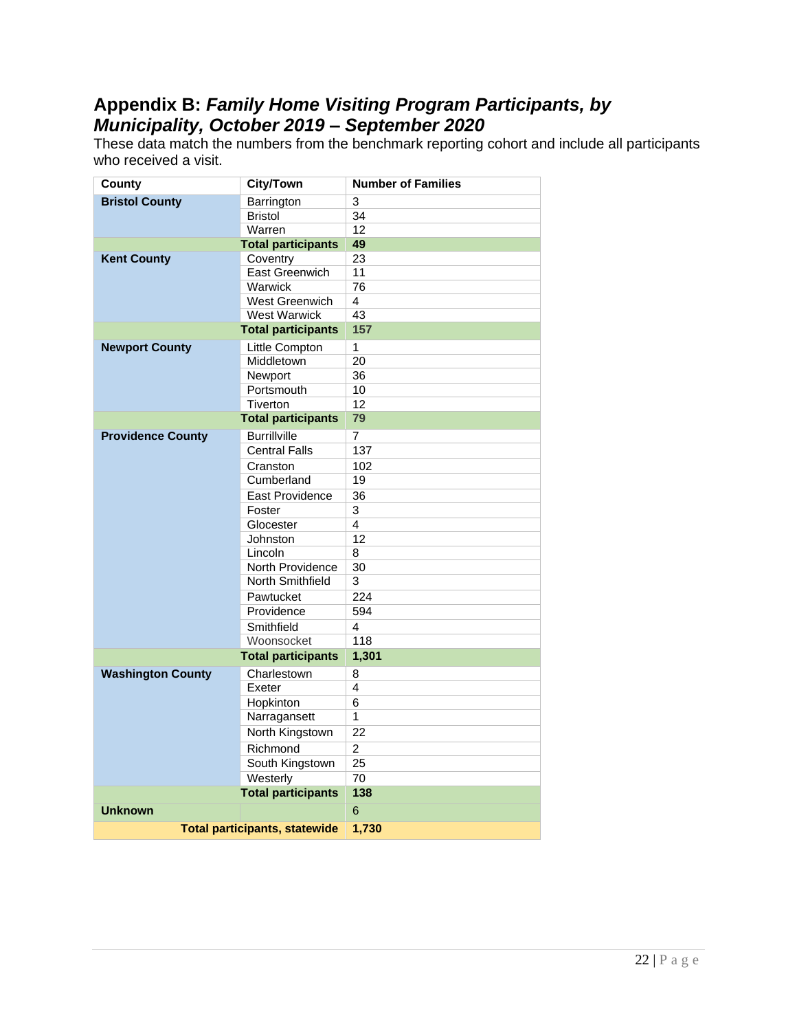## Appendix B: *Family Home Visiting Program Participants, by Municipality, October 2019 – September 2020*

These data match the numbers from the benchmark reporting cohort and include all participants who received a visit.

| County | City/Town | Number of Families |
|---|---|---|
| **Bristol County** | Barrington | 3 |
| | Bristol | 34 |
| | Warren | 12 |
| | **Total participants** | **49** |
| **Kent County** | Coventry | 23 |
| | East Greenwich | 11 |
| | Warwick | 76 |
| | West Greenwich | 4 |
| | West Warwick | 43 |
| | **Total participants** | **157** |
| **Newport County** | Little Compton | 1 |
| | Middletown | 20 |
| | Newport | 36 |
| | Portsmouth | 10 |
| | Tiverton | 12 |
| | **Total participants** | **79** |
| **Providence County** | Burrillville | 7 |
| | Central Falls | 137 |
| | Cranston | 102 |
| | Cumberland | 19 |
| | East Providence | 36 |
| | Foster | 3 |
| | Glocester | 4 |
| | Johnston | 12 |
| | Lincoln | 8 |
| | North Providence | 30 |
| | North Smithfield | 3 |
| | Pawtucket | 224 |
| | Providence | 594 |
| | Smithfield | 4 |
| | Woonsocket | 118 |
| | **Total participants** | **1,301** |
| **Washington County** | Charlestown | 8 |
| | Exeter | 4 |
| | Hopkinton | 6 |
| | Narragansett | 1 |
| | North Kingstown | 22 |
| | Richmond | 2 |
| | South Kingstown | 25 |
| | Westerly | 70 |
| | **Total participants** | **138** |
| **Unknown** | | 6 |
| **Total participants, statewide** | | **1,730** |